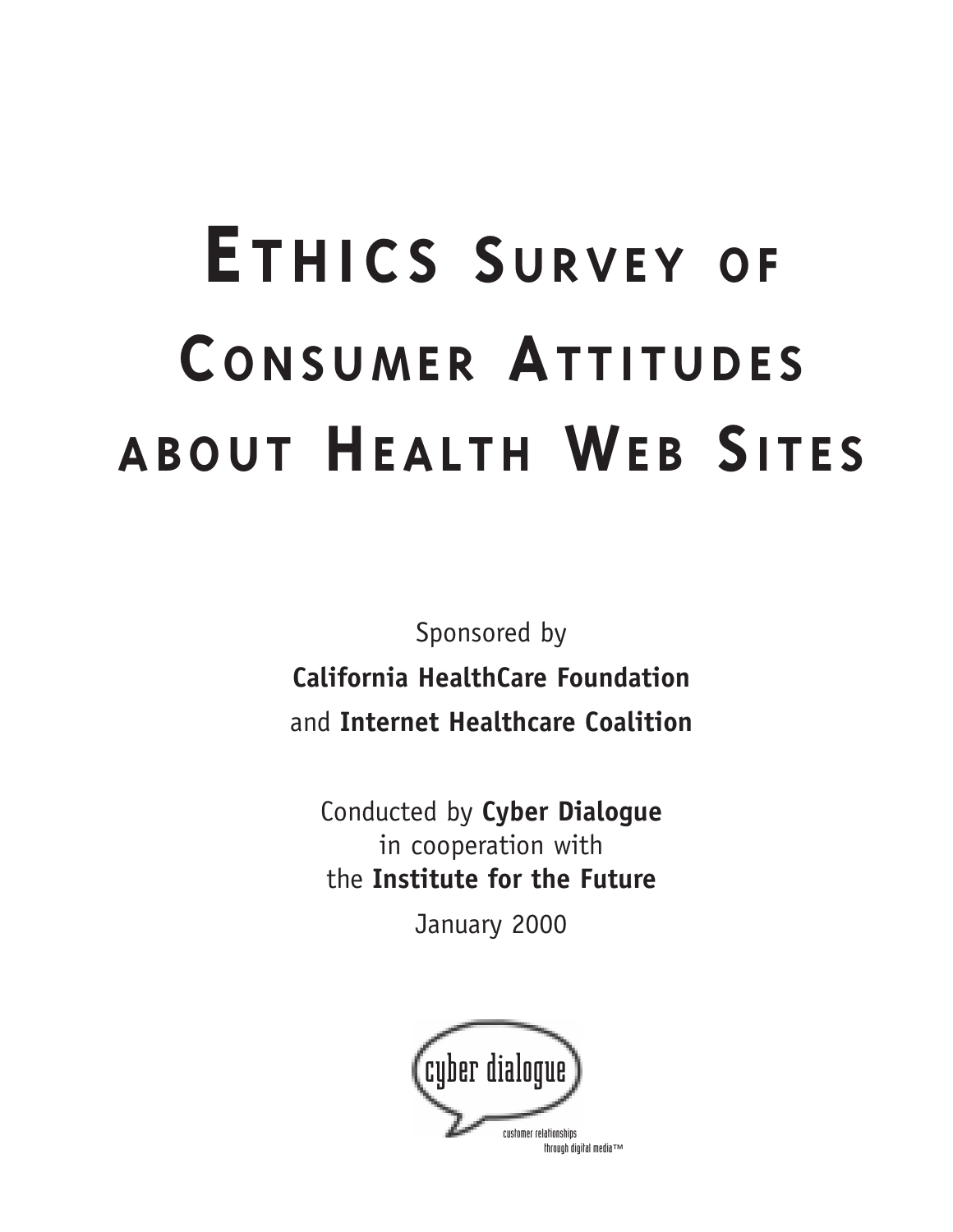# Ethics Survey of Consumer Attitudes about Health Web Sites

Sponsored by

**California HealthCare Foundation**

and **Internet Healthcare Coalition**

Conducted by **Cyber Dialogue**

in cooperation with

the **Institute for the Future**

January 2000

cyber dialogue

customer relationships through digital media™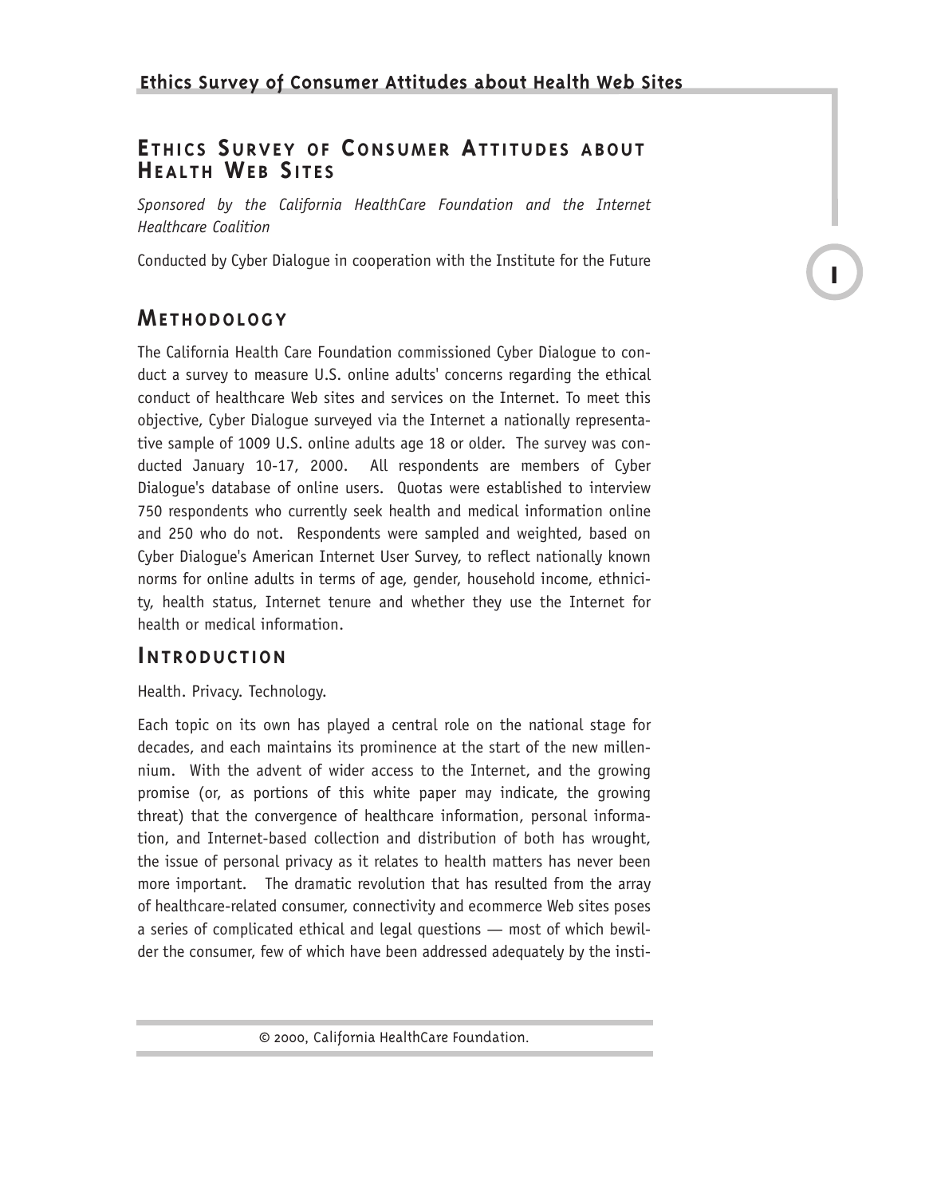# Ethics Survey of Consumer Attitudes about Health Web Sites

*Sponsored by the California HealthCare Foundation and the Internet Healthcare Coalition*

Conducted by Cyber Dialogue in cooperation with the Institute for the Future

## Methodology

The California Health Care Foundation commissioned Cyber Dialogue to conduct a survey to measure U.S. online adults' concerns regarding the ethical conduct of healthcare Web sites and services on the Internet. To meet this objective, Cyber Dialogue surveyed via the Internet a nationally representative sample of 1009 U.S. online adults age 18 or older. The survey was conducted January 10-17, 2000. All respondents are members of Cyber Dialogue's database of online users. Quotas were established to interview 750 respondents who currently seek health and medical information online and 250 who do not. Respondents were sampled and weighted, based on Cyber Dialogue's American Internet User Survey, to reflect nationally known norms for online adults in terms of age, gender, household income, ethnicity, health status, Internet tenure and whether they use the Internet for health or medical information.

## Introduction

Health. Privacy. Technology.

Each topic on its own has played a central role on the national stage for decades, and each maintains its prominence at the start of the new millennium. With the advent of wider access to the Internet, and the growing promise (or, as portions of this white paper may indicate, the growing threat) that the convergence of healthcare information, personal information, and Internet-based collection and distribution of both has wrought, the issue of personal privacy as it relates to health matters has never been more important. The dramatic revolution that has resulted from the array of healthcare-related consumer, connectivity and ecommerce Web sites poses a series of complicated ethical and legal questions — most of which bewilder the consumer, few of which have been addressed adequately by the insti-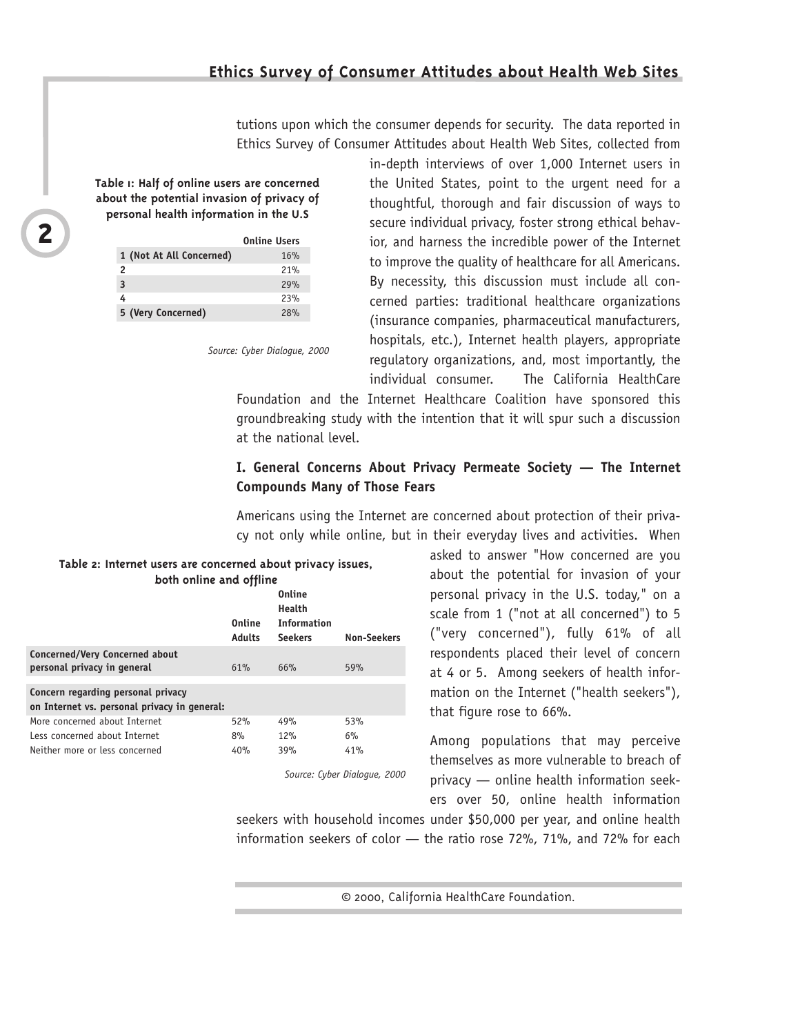tutions upon which the consumer depends for security. The data reported in Ethics Survey of Consumer Attitudes about Health Web Sites, collected from in-depth interviews of over 1,000 Internet users in the United States, point to the urgent need for a thoughtful, thorough and fair discussion of ways to secure individual privacy, foster strong ethical behavior, and harness the incredible power of the Internet to improve the quality of healthcare for all Americans. By necessity, this discussion must include all concerned parties: traditional healthcare organizations (insurance companies, pharmaceutical manufacturers, hospitals, etc.), Internet health players, appropriate regulatory organizations, and, most importantly, the individual consumer. The California HealthCare Foundation and the Internet Healthcare Coalition have sponsored this groundbreaking study with the intention that it will spur such a discussion at the national level.

**Table 1: Half of online users are concerned about the potential invasion of privacy of personal health information in the U.S**

| | Online Users |
|---|---|
| 1 (Not At All Concerned) | 16% |
| 2 | 21% |
| 3 | 29% |
| 4 | 23% |
| 5 (Very Concerned) | 28% |

*Source: Cyber Dialogue, 2000*

## I. General Concerns About Privacy Permeate Society — The Internet Compounds Many of Those Fears

Americans using the Internet are concerned about protection of their privacy not only while online, but in their everyday lives and activities. When asked to answer "How concerned are you about the potential for invasion of your personal privacy in the U.S. today," on a scale from 1 ("not at all concerned") to 5 ("very concerned"), fully 61% of all respondents placed their level of concern at 4 or 5. Among seekers of health information on the Internet ("health seekers"), that figure rose to 66%.

**Table 2: Internet users are concerned about privacy issues, both online and offline**

| | Online Adults | Online Health Information Seekers | Non-Seekers |
|---|---|---|---|
| **Concerned/Very Concerned about personal privacy in general** | 61% | 66% | 59% |
| **Concern regarding personal privacy on Internet vs. personal privacy in general:** | | | |
| More concerned about Internet | 52% | 49% | 53% |
| Less concerned about Internet | 8% | 12% | 6% |
| Neither more or less concerned | 40% | 39% | 41% |

*Source: Cyber Dialogue, 2000*

Among populations that may perceive themselves as more vulnerable to breach of privacy — online health information seekers over 50, online health information seekers with household incomes under $50,000 per year, and online health information seekers of color — the ratio rose 72%, 71%, and 72% for each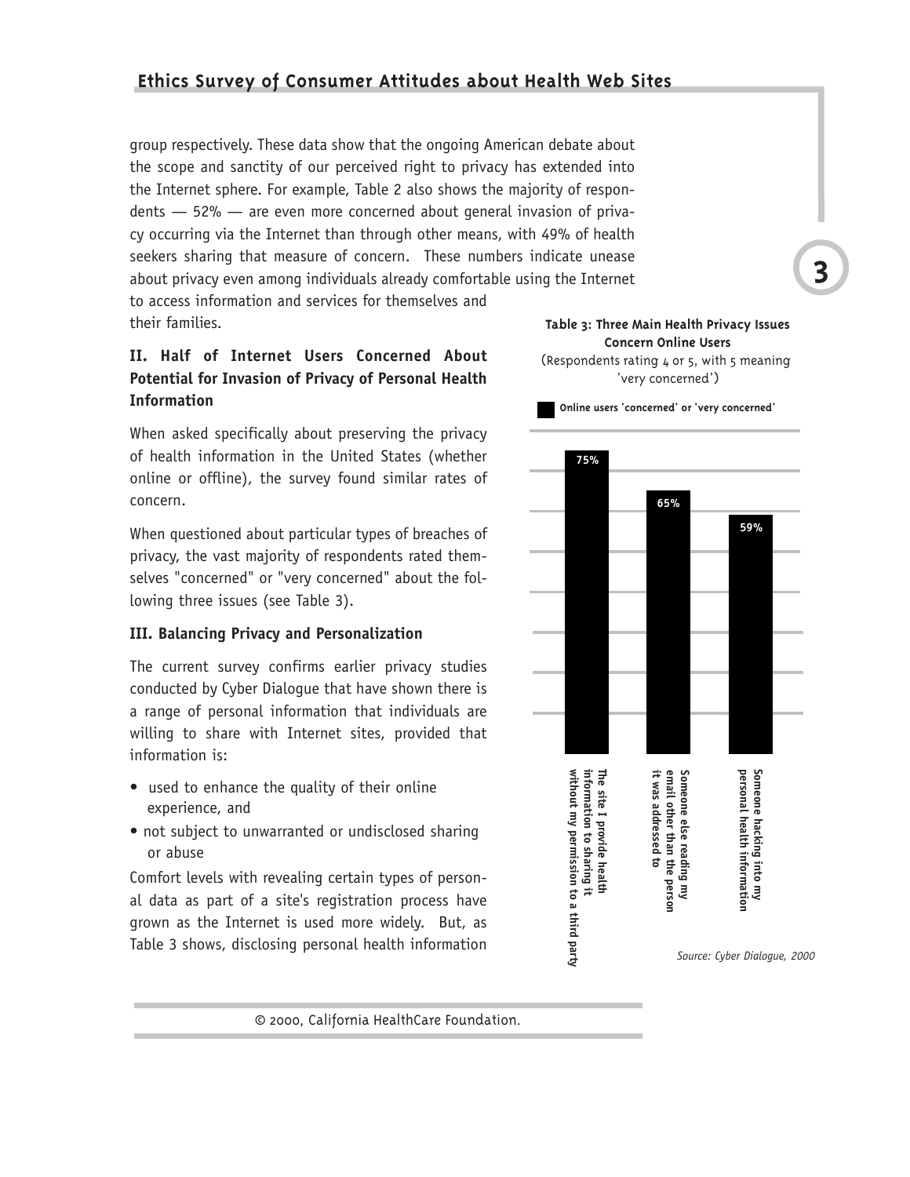group respectively. These data show that the ongoing American debate about the scope and sanctity of our perceived right to privacy has extended into the Internet sphere. For example, Table 2 also shows the majority of respondents — 52% — are even more concerned about general invasion of privacy occurring via the Internet than through other means, with 49% of health seekers sharing that measure of concern. These numbers indicate unease about privacy even among individuals already comfortable using the Internet to access information and services for themselves and their families.

### II. Half of Internet Users Concerned About Potential for Invasion of Privacy of Personal Health Information

When asked specifically about preserving the privacy of health information in the United States (whether online or offline), the survey found similar rates of concern.

When questioned about particular types of breaches of privacy, the vast majority of respondents rated themselves "concerned" or "very concerned" about the following three issues (see Table 3).

### III. Balancing Privacy and Personalization

The current survey confirms earlier privacy studies conducted by Cyber Dialogue that have shown there is a range of personal information that individuals are willing to share with Internet sites, provided that information is:

- used to enhance the quality of their online experience, and
- not subject to unwarranted or undisclosed sharing or abuse

Comfort levels with revealing certain types of personal data as part of a site's registration process have grown as the Internet is used more widely. But, as Table 3 shows, disclosing personal health information

**Table 3: Three Main Health Privacy Issues Concern Online Users**

(Respondents rating 4 or 5, with 5 meaning 'very concerned')

| Issue | Online users 'concerned' or 'very concerned' |
|---|---|
| The site I provide health information to sharing it without my permission to a third party | 75% |
| Someone else reading my email other than the person it was addressed to | 65% |
| Someone hacking into my personal health information | 59% |

*Source: Cyber Dialogue, 2000*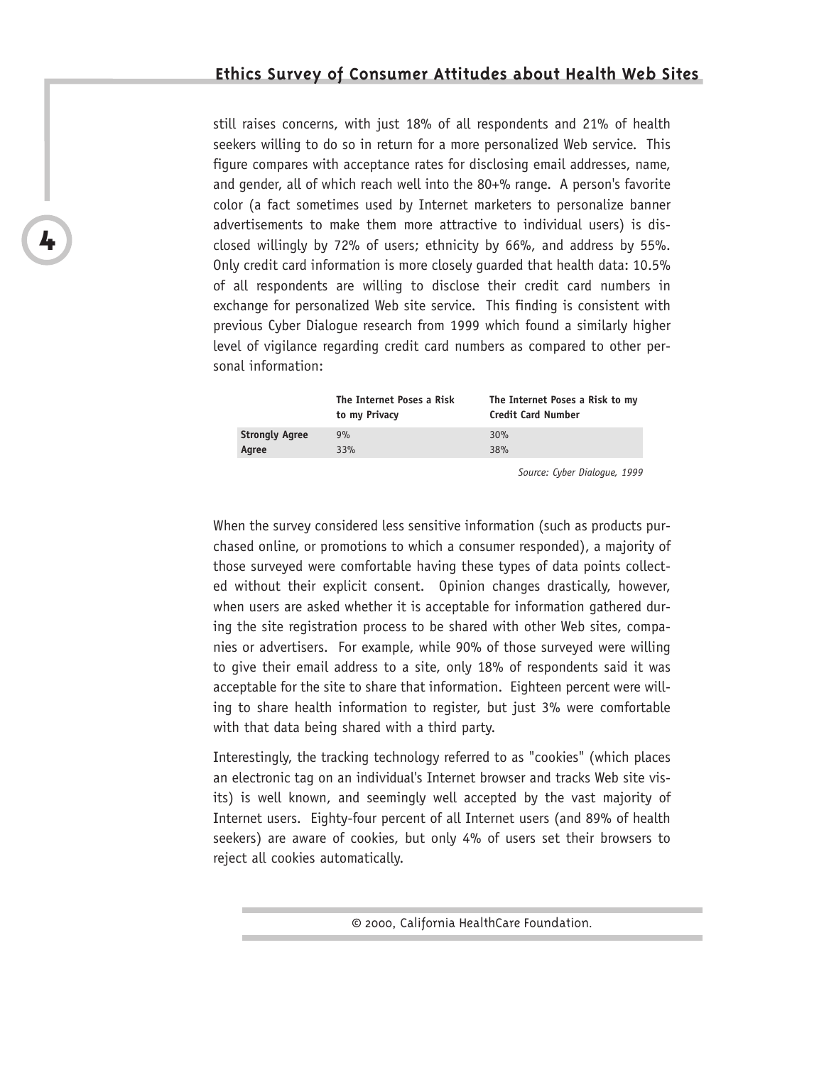still raises concerns, with just 18% of all respondents and 21% of health seekers willing to do so in return for a more personalized Web service. This figure compares with acceptance rates for disclosing email addresses, name, and gender, all of which reach well into the 80+% range. A person's favorite color (a fact sometimes used by Internet marketers to personalize banner advertisements to make them more attractive to individual users) is disclosed willingly by 72% of users; ethnicity by 66%, and address by 55%. Only credit card information is more closely guarded that health data: 10.5% of all respondents are willing to disclose their credit card numbers in exchange for personalized Web site service. This finding is consistent with previous Cyber Dialogue research from 1999 which found a similarly higher level of vigilance regarding credit card numbers as compared to other personal information:

| | The Internet Poses a Risk to my Privacy | The Internet Poses a Risk to my Credit Card Number |
|---|---|---|
| **Strongly Agree** | 9% | 30% |
| **Agree** | 33% | 38% |

*Source: Cyber Dialogue, 1999*

When the survey considered less sensitive information (such as products purchased online, or promotions to which a consumer responded), a majority of those surveyed were comfortable having these types of data points collected without their explicit consent. Opinion changes drastically, however, when users are asked whether it is acceptable for information gathered during the site registration process to be shared with other Web sites, companies or advertisers. For example, while 90% of those surveyed were willing to give their email address to a site, only 18% of respondents said it was acceptable for the site to share that information. Eighteen percent were willing to share health information to register, but just 3% were comfortable with that data being shared with a third party.

Interestingly, the tracking technology referred to as "cookies" (which places an electronic tag on an individual's Internet browser and tracks Web site visits) is well known, and seemingly well accepted by the vast majority of Internet users. Eighty-four percent of all Internet users (and 89% of health seekers) are aware of cookies, but only 4% of users set their browsers to reject all cookies automatically.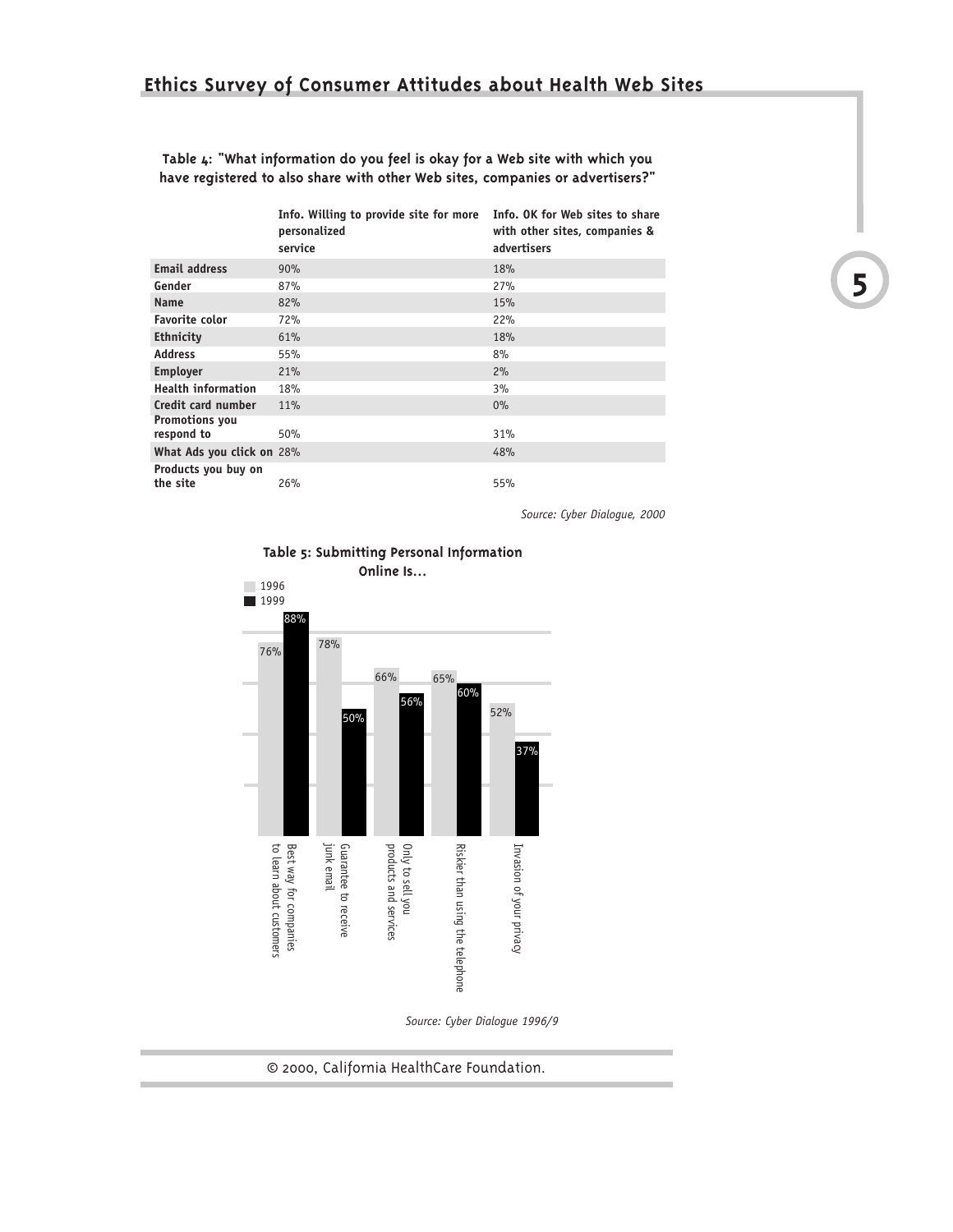**Table 4: "What information do you feel is okay for a Web site with which you have registered to also share with other Web sites, companies or advertisers?"**

| | Info. Willing to provide site for more personalized service | Info. OK for Web sites to share with other sites, companies & advertisers |
|---|---|---|
| **Email address** | 90% | 18% |
| **Gender** | 87% | 27% |
| **Name** | 82% | 15% |
| **Favorite color** | 72% | 22% |
| **Ethnicity** | 61% | 18% |
| **Address** | 55% | 8% |
| **Employer** | 21% | 2% |
| **Health information** | 18% | 3% |
| **Credit card number** | 11% | 0% |
| **Promotions you respond to** | 50% | 31% |
| **What Ads you click on** | 28% | 48% |
| **Products you buy on the site** | 26% | 55% |

*Source: Cyber Dialogue, 2000*

**Table 5: Submitting Personal Information Online Is…**

| | 1996 | 1999 |
|---|---|---|
| Best way for companies to learn about customers | 76% | 88% |
| Guarantee to receive junk email | 78% | 50% |
| Only to sell you products and services | 66% | 56% |
| Riskier than using the telephone | 65% | 60% |
| Invasion of your privacy | 52% | 37% |

*Source: Cyber Dialogue 1996/9*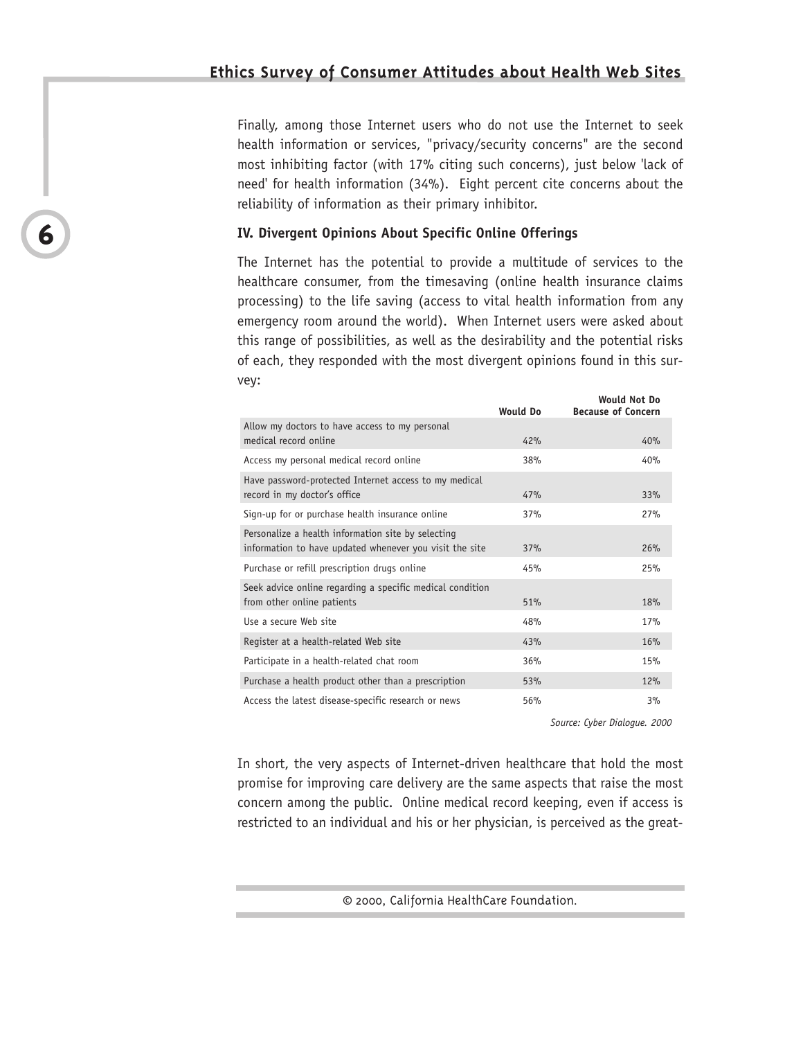Finally, among those Internet users who do not use the Internet to seek health information or services, "privacy/security concerns" are the second most inhibiting factor (with 17% citing such concerns), just below 'lack of need' for health information (34%). Eight percent cite concerns about the reliability of information as their primary inhibitor.

### IV. Divergent Opinions About Specific Online Offerings

The Internet has the potential to provide a multitude of services to the healthcare consumer, from the timesaving (online health insurance claims processing) to the life saving (access to vital health information from any emergency room around the world). When Internet users were asked about this range of possibilities, as well as the desirability and the potential risks of each, they responded with the most divergent opinions found in this survey:

| | Would Do | Would Not Do Because of Concern |
|---|---|---|
| Allow my doctors to have access to my personal medical record online | 42% | 40% |
| Access my personal medical record online | 38% | 40% |
| Have password-protected Internet access to my medical record in my doctor's office | 47% | 33% |
| Sign-up for or purchase health insurance online | 37% | 27% |
| Personalize a health information site by selecting information to have updated whenever you visit the site | 37% | 26% |
| Purchase or refill prescription drugs online | 45% | 25% |
| Seek advice online regarding a specific medical condition from other online patients | 51% | 18% |
| Use a secure Web site | 48% | 17% |
| Register at a health-related Web site | 43% | 16% |
| Participate in a health-related chat room | 36% | 15% |
| Purchase a health product other than a prescription | 53% | 12% |
| Access the latest disease-specific research or news | 56% | 3% |

*Source: Cyber Dialogue. 2000*

In short, the very aspects of Internet-driven healthcare that hold the most promise for improving care delivery are the same aspects that raise the most concern among the public. Online medical record keeping, even if access is restricted to an individual and his or her physician, is perceived as the great-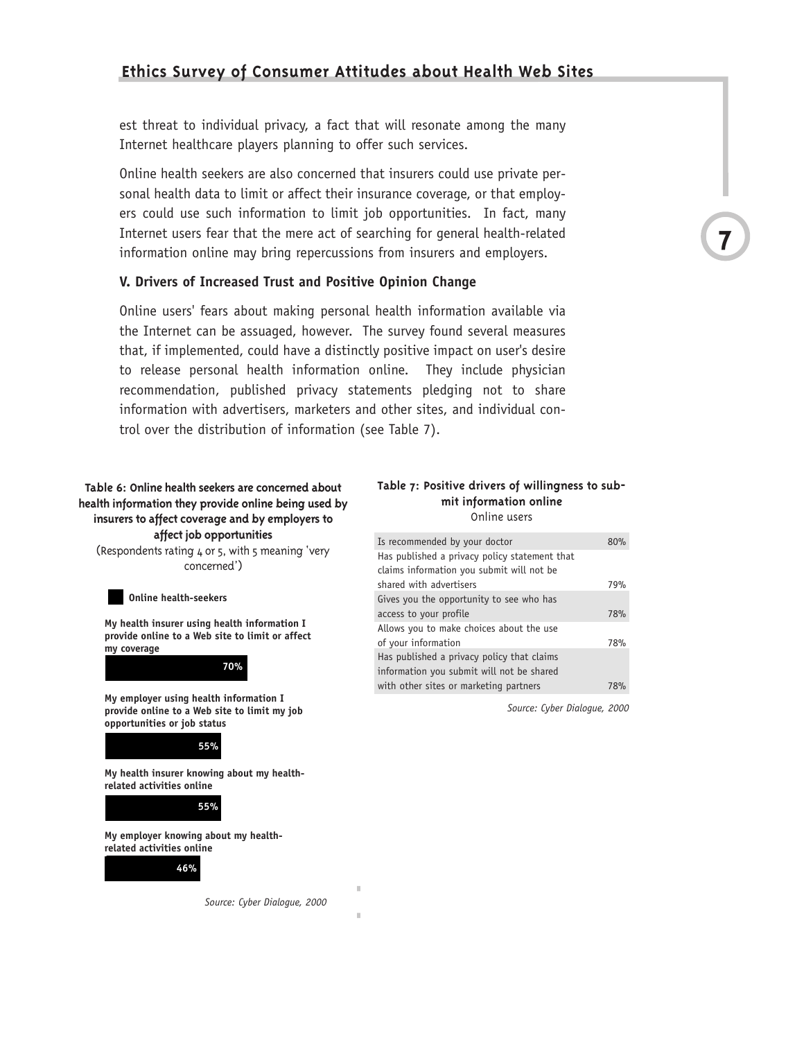est threat to individual privacy, a fact that will resonate among the many Internet healthcare players planning to offer such services.

Online health seekers are also concerned that insurers could use private personal health data to limit or affect their insurance coverage, or that employers could use such information to limit job opportunities. In fact, many Internet users fear that the mere act of searching for general health-related information online may bring repercussions from insurers and employers.

### V. Drivers of Increased Trust and Positive Opinion Change

Online users' fears about making personal health information available via the Internet can be assuaged, however. The survey found several measures that, if implemented, could have a distinctly positive impact on user's desire to release personal health information online. They include physician recommendation, published privacy statements pledging not to share information with advertisers, marketers and other sites, and individual control over the distribution of information (see Table 7).

**Table 6: Online health seekers are concerned about health information they provide online being used by insurers to affect coverage and by employers to affect job opportunities**

(Respondents rating 4 or 5, with 5 meaning 'very concerned')

| Online health-seekers | |
|---|---|
| My health insurer using health information I provide online to a Web site to limit or affect my coverage | 70% |
| My employer using health information I provide online to a Web site to limit my job opportunities or job status | 55% |
| My health insurer knowing about my health-related activities online | 55% |
| My employer knowing about my health-related activities online | 46% |

*Source: Cyber Dialogue, 2000*

**Table 7: Positive drivers of willingness to submit information online**

Online users

| | |
|---|---|
| Is recommended by your doctor | 80% |
| Has published a privacy policy statement that claims information you submit will not be shared with advertisers | 79% |
| Gives you the opportunity to see who has access to your profile | 78% |
| Allows you to make choices about the use of your information | 78% |
| Has published a privacy policy that claims information you submit will not be shared with other sites or marketing partners | 78% |

*Source: Cyber Dialogue, 2000*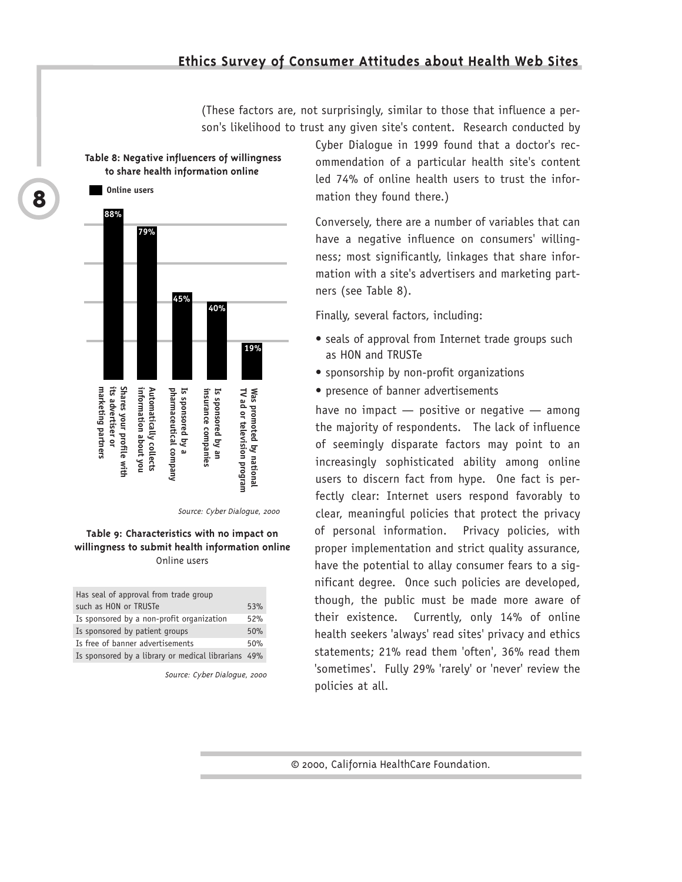(These factors are, not surprisingly, similar to those that influence a person's likelihood to trust any given site's content. Research conducted by Cyber Dialogue in 1999 found that a doctor's recommendation of a particular health site's content led 74% of online health users to trust the information they found there.)

**Table 8: Negative influencers of willingness to share health information online**

Online users

| Factor | Online users |
|---|---|
| Shares your profile with its advertiser or marketing partners | 88% |
| Automatically collects information about you | 79% |
| Is sponsored by a pharmaceutical company | 45% |
| Is sponsored by an insurance companies | 40% |
| Was promoted by national TV ad or television program | 19% |

*Source: Cyber Dialogue, 2000*

Conversely, there are a number of variables that can have a negative influence on consumers' willingness; most significantly, linkages that share information with a site's advertisers and marketing partners (see Table 8).

Finally, several factors, including:

- seals of approval from Internet trade groups such as HON and TRUSTe
- sponsorship by non-profit organizations
- presence of banner advertisements

have no impact — positive or negative — among the majority of respondents. The lack of influence of seemingly disparate factors may point to an increasingly sophisticated ability among online users to discern fact from hype. One fact is perfectly clear: Internet users respond favorably to clear, meaningful policies that protect the privacy of personal information. Privacy policies, with proper implementation and strict quality assurance, have the potential to allay consumer fears to a significant degree. Once such policies are developed, though, the public must be made more aware of their existence. Currently, only 14% of online health seekers 'always' read sites' privacy and ethics statements; 21% read them 'often', 36% read them 'sometimes'. Fully 29% 'rarely' or 'never' review the policies at all.

**Table 9: Characteristics with no impact on willingness to submit health information online**

Online users

| Characteristic | Online users |
|---|---|
| Has seal of approval from trade group such as HON or TRUSTe | 53% |
| Is sponsored by a non-profit organization | 52% |
| Is sponsored by patient groups | 50% |
| Is free of banner advertisements | 50% |
| Is sponsored by a library or medical librarians | 49% |

*Source: Cyber Dialogue, 2000*

© 2000, California HealthCare Foundation.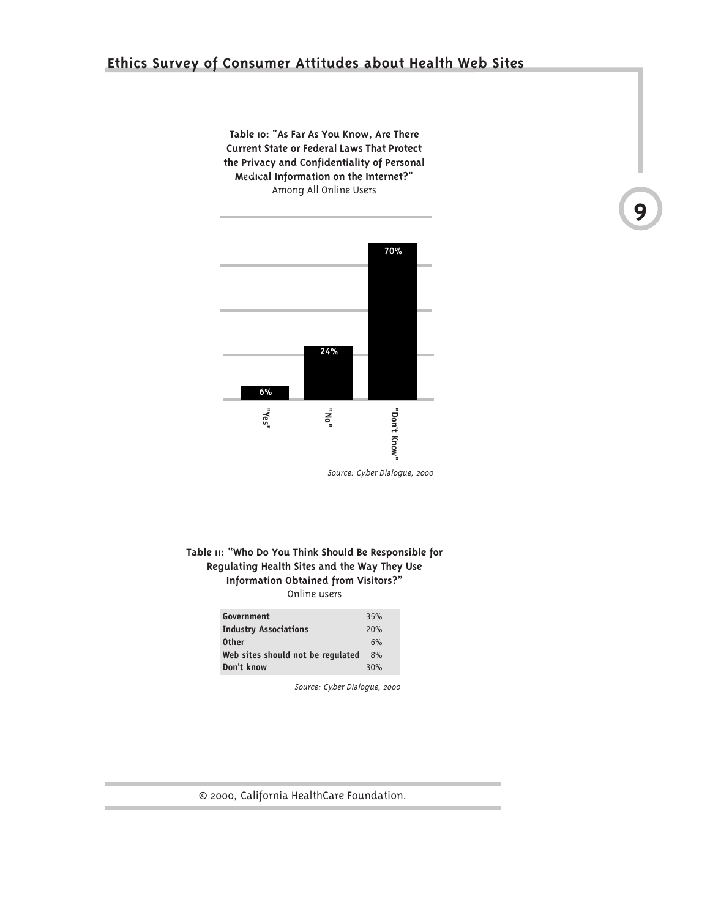**Table 10: "As Far As You Know, Are There Current State or Federal Laws That Protect the Privacy and Confidentiality of Personal Medical Information on the Internet?"**
Among All Online Users

| Response | Percent |
| --- | --- |
| "Yes" | 6% |
| "No" | 24% |
| "Don't Know" | 70% |

*Source: Cyber Dialogue, 2000*

**Table 11: "Who Do You Think Should Be Responsible for Regulating Health Sites and the Way They Use Information Obtained from Visitors?"**
Online users

| Response | Percent |
| --- | --- |
| Government | 35% |
| Industry Associations | 20% |
| Other | 6% |
| Web sites should not be regulated | 8% |
| Don't know | 30% |

*Source: Cyber Dialogue, 2000*

© 2000, California HealthCare Foundation.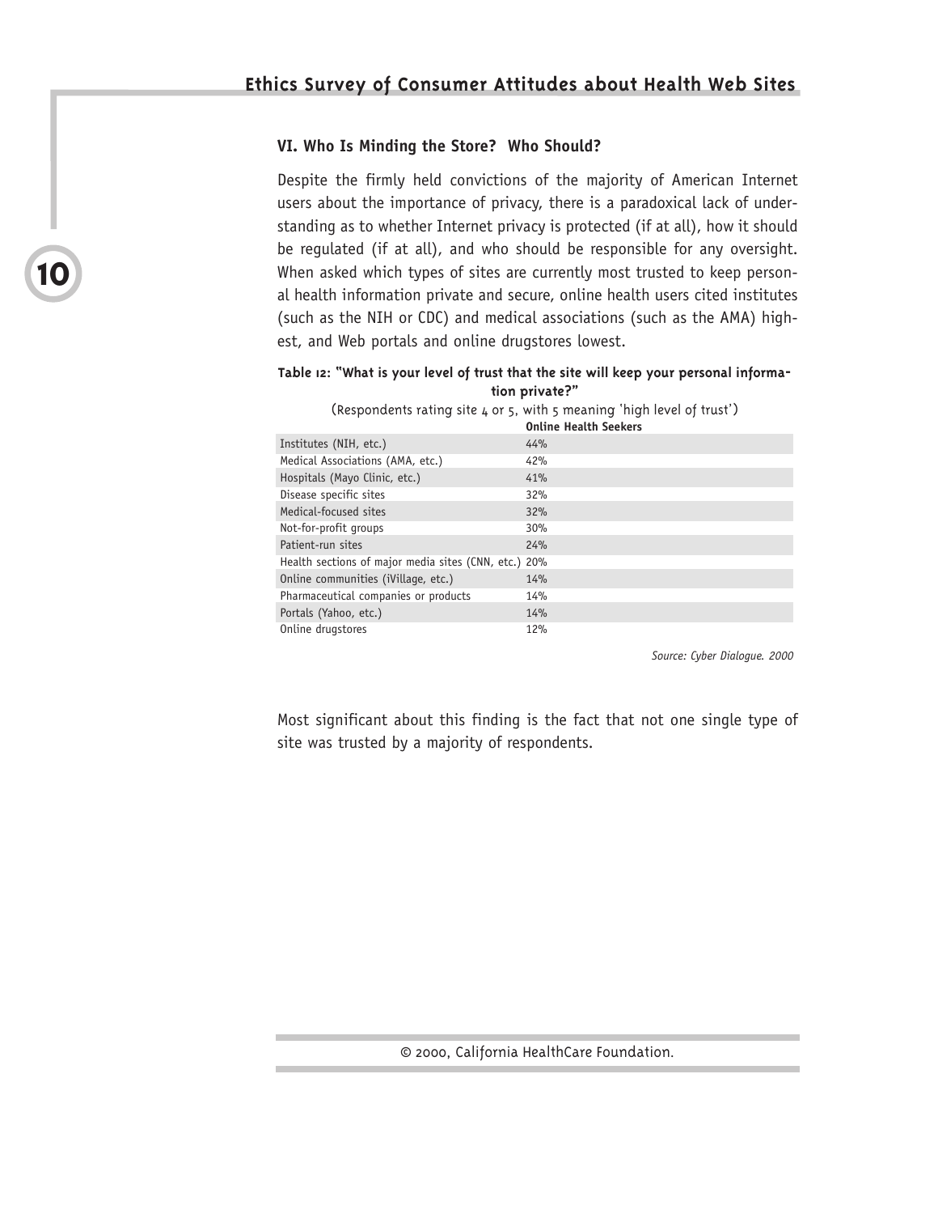### VI. Who Is Minding the Store? Who Should?

Despite the firmly held convictions of the majority of American Internet users about the importance of privacy, there is a paradoxical lack of understanding as to whether Internet privacy is protected (if at all), how it should be regulated (if at all), and who should be responsible for any oversight. When asked which types of sites are currently most trusted to keep personal health information private and secure, online health users cited institutes (such as the NIH or CDC) and medical associations (such as the AMA) highest, and Web portals and online drugstores lowest.

**Table 12: "What is your level of trust that the site will keep your personal information private?"**

(Respondents rating site 4 or 5, with 5 meaning 'high level of trust')

| | Online Health Seekers |
|---|---|
| Institutes (NIH, etc.) | 44% |
| Medical Associations (AMA, etc.) | 42% |
| Hospitals (Mayo Clinic, etc.) | 41% |
| Disease specific sites | 32% |
| Medical-focused sites | 32% |
| Not-for-profit groups | 30% |
| Patient-run sites | 24% |
| Health sections of major media sites (CNN, etc.) | 20% |
| Online communities (iVillage, etc.) | 14% |
| Pharmaceutical companies or products | 14% |
| Portals (Yahoo, etc.) | 14% |
| Online drugstores | 12% |

*Source: Cyber Dialogue. 2000*

Most significant about this finding is the fact that not one single type of site was trusted by a majority of respondents.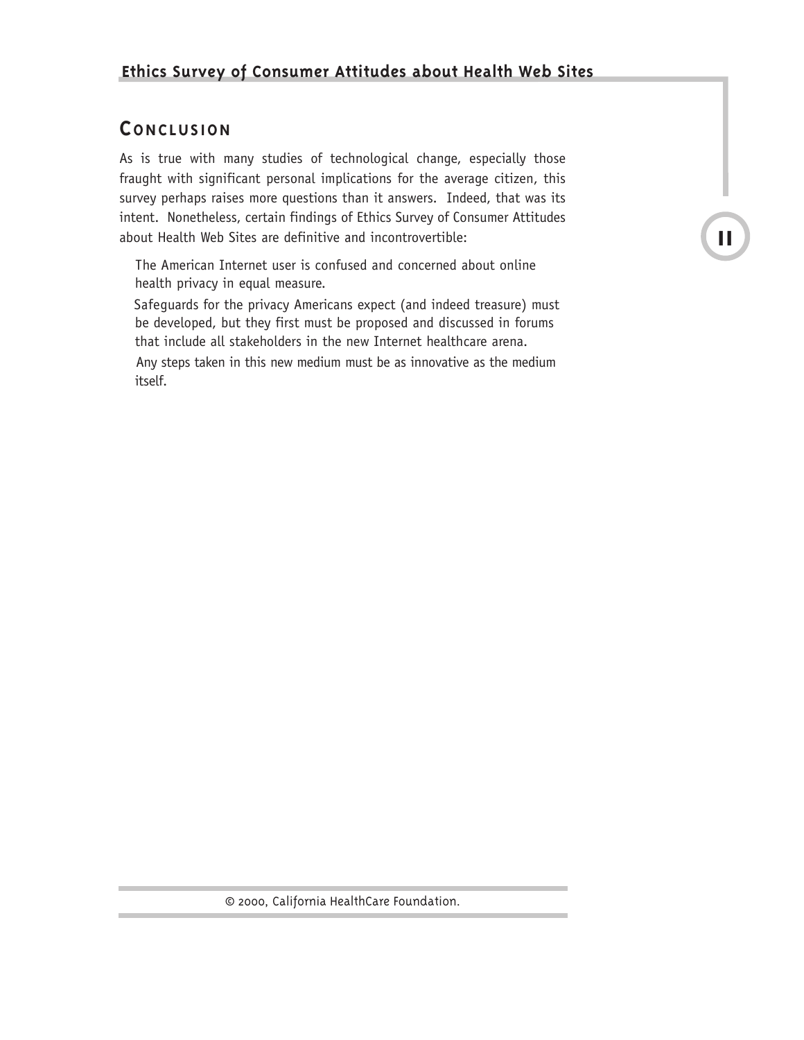## Conclusion

As is true with many studies of technological change, especially those fraught with significant personal implications for the average citizen, this survey perhaps raises more questions than it answers. Indeed, that was its intent. Nonetheless, certain findings of Ethics Survey of Consumer Attitudes about Health Web Sites are definitive and incontrovertible:

- The American Internet user is confused and concerned about online health privacy in equal measure.
- Safeguards for the privacy Americans expect (and indeed treasure) must be developed, but they first must be proposed and discussed in forums that include all stakeholders in the new Internet healthcare arena.
- Any steps taken in this new medium must be as innovative as the medium itself.

© 2000, California HealthCare Foundation.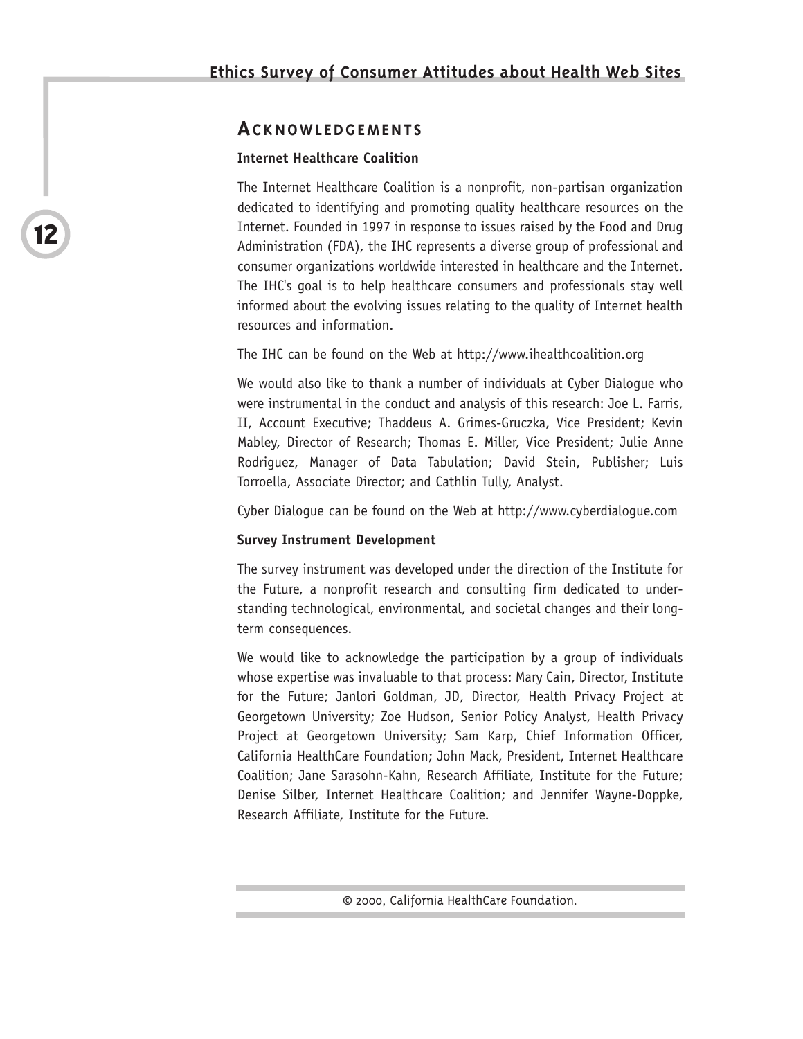## Acknowledgements

**Internet Healthcare Coalition**

The Internet Healthcare Coalition is a nonprofit, non-partisan organization dedicated to identifying and promoting quality healthcare resources on the Internet. Founded in 1997 in response to issues raised by the Food and Drug Administration (FDA), the IHC represents a diverse group of professional and consumer organizations worldwide interested in healthcare and the Internet. The IHC's goal is to help healthcare consumers and professionals stay well informed about the evolving issues relating to the quality of Internet health resources and information.

The IHC can be found on the Web at http://www.ihealthcoalition.org

We would also like to thank a number of individuals at Cyber Dialogue who were instrumental in the conduct and analysis of this research: Joe L. Farris, II, Account Executive; Thaddeus A. Grimes-Gruczka, Vice President; Kevin Mabley, Director of Research; Thomas E. Miller, Vice President; Julie Anne Rodriguez, Manager of Data Tabulation; David Stein, Publisher; Luis Torroella, Associate Director; and Cathlin Tully, Analyst.

Cyber Dialogue can be found on the Web at http://www.cyberdialogue.com

**Survey Instrument Development**

The survey instrument was developed under the direction of the Institute for the Future, a nonprofit research and consulting firm dedicated to understanding technological, environmental, and societal changes and their long-term consequences.

We would like to acknowledge the participation by a group of individuals whose expertise was invaluable to that process: Mary Cain, Director, Institute for the Future; Janlori Goldman, JD, Director, Health Privacy Project at Georgetown University; Zoe Hudson, Senior Policy Analyst, Health Privacy Project at Georgetown University; Sam Karp, Chief Information Officer, California HealthCare Foundation; John Mack, President, Internet Healthcare Coalition; Jane Sarasohn-Kahn, Research Affiliate, Institute for the Future; Denise Silber, Internet Healthcare Coalition; and Jennifer Wayne-Doppke, Research Affiliate, Institute for the Future.

© 2000, California HealthCare Foundation.